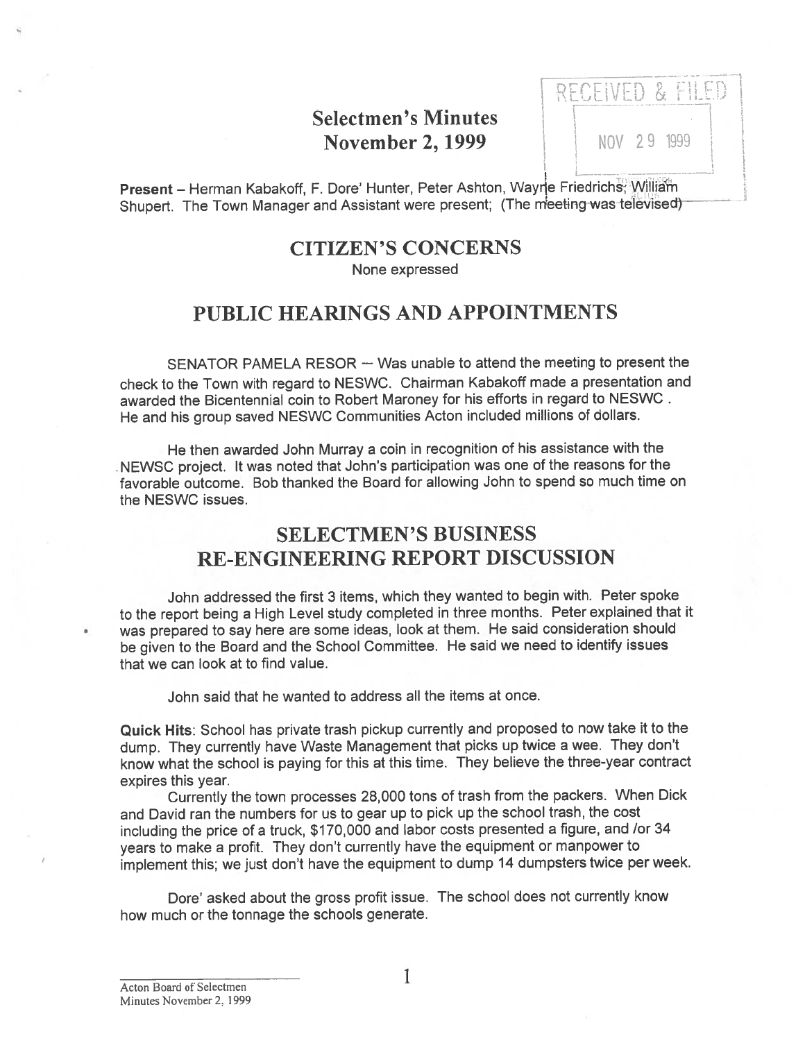# Selectmen's Minutes
# November 2, 1999

RECEIVED & FILED

NOV 29 1999

**Present** – Herman Kabakoff, F. Dore' Hunter, Peter Ashton, Wayne Friedrichs, William Shupert. The Town Manager and Assistant were present; (The meeting was televised)

## CITIZEN'S CONCERNS

None expressed

## PUBLIC HEARINGS AND APPOINTMENTS

SENATOR PAMELA RESOR – Was unable to attend the meeting to present the check to the Town with regard to NESWC. Chairman Kabakoff made a presentation and awarded the Bicentennial coin to Robert Maroney for his efforts in regard to NESWC . He and his group saved NESWC Communities Acton included millions of dollars.

He then awarded John Murray a coin in recognition of his assistance with the NEWSC project. It was noted that John's participation was one of the reasons for the favorable outcome. Bob thanked the Board for allowing John to spend so much time on the NESWC issues.

## SELECTMEN'S BUSINESS
## RE-ENGINEERING REPORT DISCUSSION

John addressed the first 3 items, which they wanted to begin with. Peter spoke to the report being a High Level study completed in three months. Peter explained that it was prepared to say here are some ideas, look at them. He said consideration should be given to the Board and the School Committee. He said we need to identify issues that we can look at to find value.

John said that he wanted to address all the items at once.

**Quick Hits**: School has private trash pickup currently and proposed to now take it to the dump. They currently have Waste Management that picks up twice a wee. They don't know what the school is paying for this at this time. They believe the three-year contract expires this year.

Currently the town processes 28,000 tons of trash from the packers. When Dick and David ran the numbers for us to gear up to pick up the school trash, the cost including the price of a truck, $170,000 and labor costs presented a figure, and /or 34 years to make a profit. They don't currently have the equipment or manpower to implement this; we just don't have the equipment to dump 14 dumpsters twice per week.

Dore' asked about the gross profit issue. The school does not currently know how much or the tonnage the schools generate.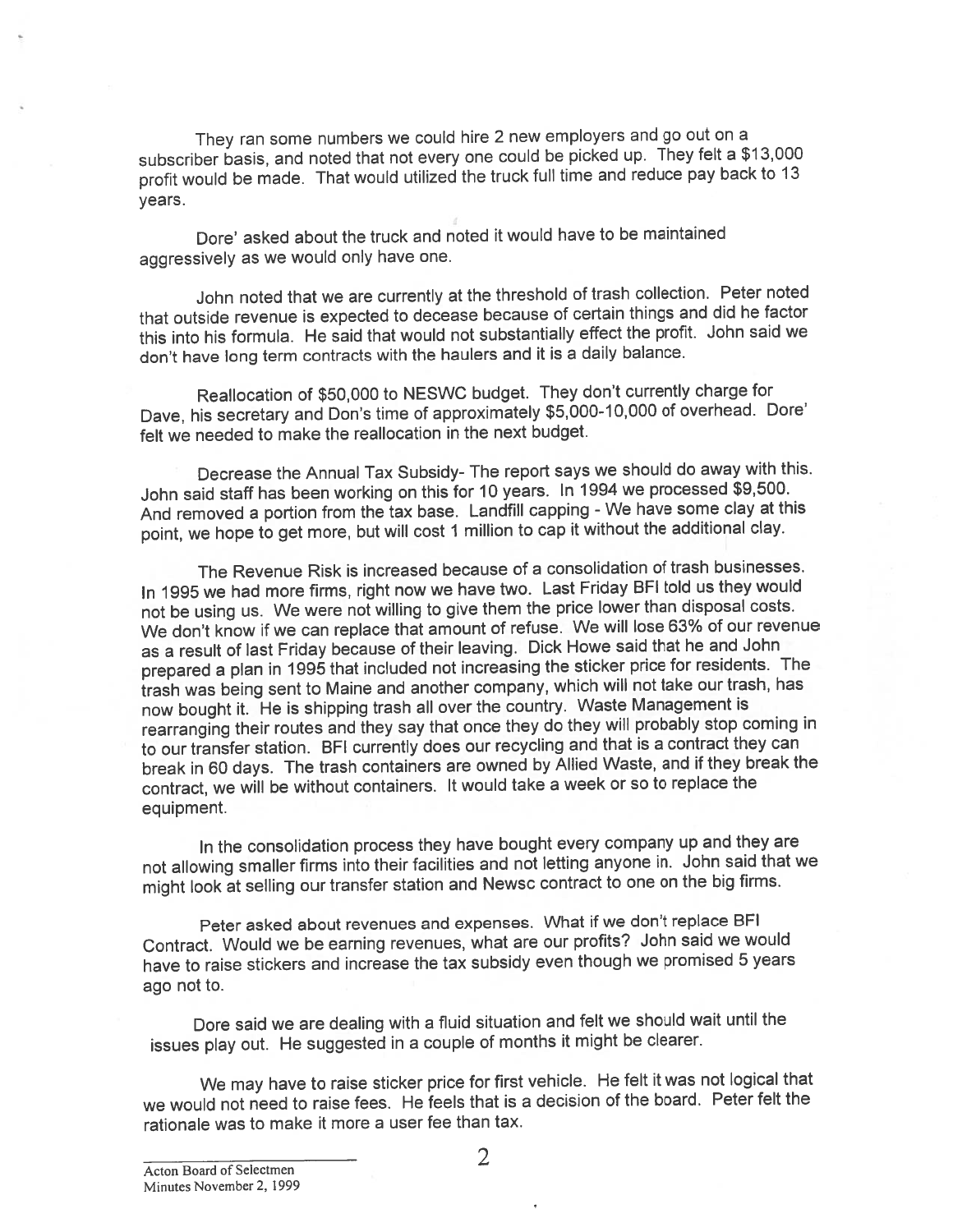They ran some numbers we could hire 2 new employers and go out on a subscriber basis, and noted that not every one could be picked up. They felt a $13,000 profit would be made. That would utilized the truck full time and reduce pay back to 13 years.

Dore' asked about the truck and noted it would have to be maintained aggressively as we would only have one.

John noted that we are currently at the threshold of trash collection. Peter noted that outside revenue is expected to decease because of certain things and did he factor this into his formula. He said that would not substantially effect the profit. John said we don't have long term contracts with the haulers and it is a daily balance.

Reallocation of $50,000 to NESWC budget. They don't currently charge for Dave, his secretary and Don's time of approximately $5,000-10,000 of overhead. Dore' felt we needed to make the reallocation in the next budget.

Decrease the Annual Tax Subsidy- The report says we should do away with this. John said staff has been working on this for 10 years. In 1994 we processed $9,500. And removed a portion from the tax base. Landfill capping - We have some clay at this point, we hope to get more, but will cost 1 million to cap it without the additional clay.

The Revenue Risk is increased because of a consolidation of trash businesses. In 1995 we had more firms, right now we have two. Last Friday BFI told us they would not be using us. We were not willing to give them the price lower than disposal costs. We don't know if we can replace that amount of refuse. We will lose 63% of our revenue as a result of last Friday because of their leaving. Dick Howe said that he and John prepared a plan in 1995 that included not increasing the sticker price for residents. The trash was being sent to Maine and another company, which will not take our trash, has now bought it. He is shipping trash all over the country. Waste Management is rearranging their routes and they say that once they do they will probably stop coming in to our transfer station. BFI currently does our recycling and that is a contract they can break in 60 days. The trash containers are owned by Allied Waste, and if they break the contract, we will be without containers. It would take a week or so to replace the equipment.

In the consolidation process they have bought every company up and they are not allowing smaller firms into their facilities and not letting anyone in. John said that we might look at selling our transfer station and Newsc contract to one on the big firms.

Peter asked about revenues and expenses. What if we don't replace BFI Contract. Would we be earning revenues, what are our profits? John said we would have to raise stickers and increase the tax subsidy even though we promised 5 years ago not to.

Dore said we are dealing with a fluid situation and felt we should wait until the issues play out. He suggested in a couple of months it might be clearer.

We may have to raise sticker price for first vehicle. He felt it was not logical that we would not need to raise fees. He feels that is a decision of the board. Peter felt the rationale was to make it more a user fee than tax.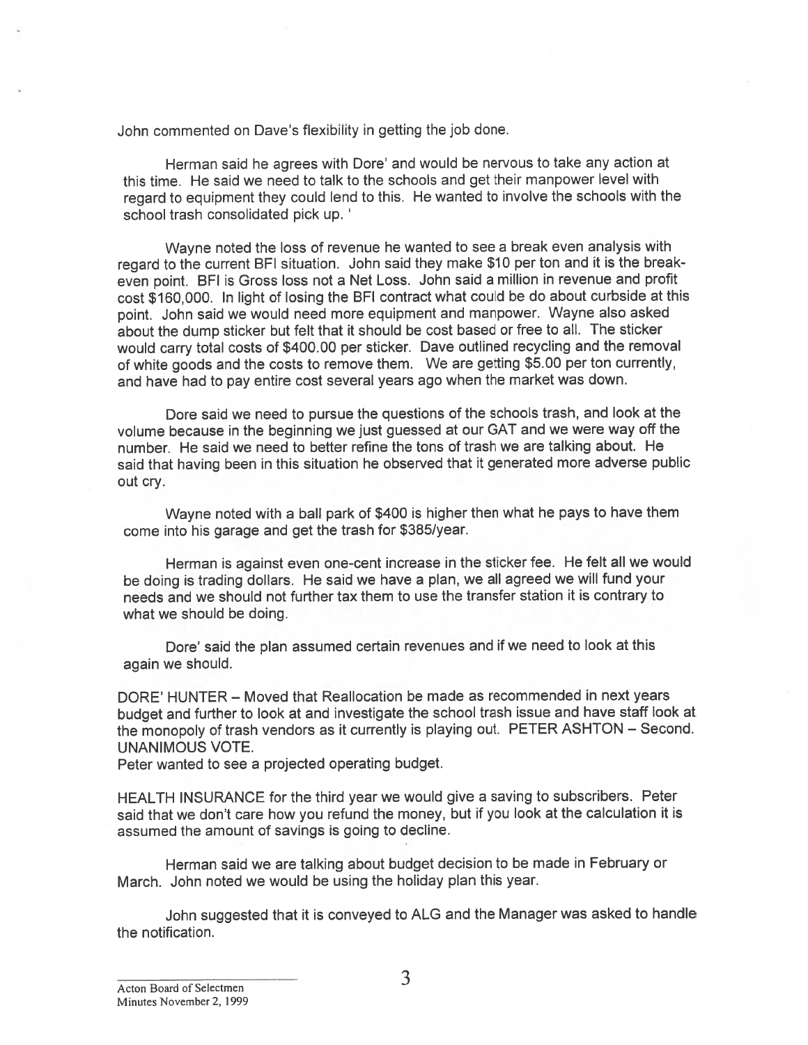John commented on Dave's flexibility in getting the job done.

Herman said he agrees with Dore' and would be nervous to take any action at this time. He said we need to talk to the schools and get their manpower level with regard to equipment they could lend to this. He wanted to involve the schools with the school trash consolidated pick up. '

Wayne noted the loss of revenue he wanted to see a break even analysis with regard to the current BFI situation. John said they make $10 per ton and it is the break-even point. BFI is Gross loss not a Net Loss. John said a million in revenue and profit cost $160,000. In light of losing the BFI contract what could be do about curbside at this point. John said we would need more equipment and manpower. Wayne also asked about the dump sticker but felt that it should be cost based or free to all. The sticker would carry total costs of $400.00 per sticker. Dave outlined recycling and the removal of white goods and the costs to remove them. We are getting $5.00 per ton currently, and have had to pay entire cost several years ago when the market was down.

Dore said we need to pursue the questions of the schools trash, and look at the volume because in the beginning we just guessed at our GAT and we were way off the number. He said we need to better refine the tons of trash we are talking about. He said that having been in this situation he observed that it generated more adverse public out cry.

Wayne noted with a ball park of $400 is higher then what he pays to have them come into his garage and get the trash for $385/year.

Herman is against even one-cent increase in the sticker fee. He felt all we would be doing is trading dollars. He said we have a plan, we all agreed we will fund your needs and we should not further tax them to use the transfer station it is contrary to what we should be doing.

Dore' said the plan assumed certain revenues and if we need to look at this again we should.

DORE' HUNTER – Moved that Reallocation be made as recommended in next years budget and further to look at and investigate the school trash issue and have staff look at the monopoly of trash vendors as it currently is playing out. PETER ASHTON – Second. UNANIMOUS VOTE.
Peter wanted to see a projected operating budget.

HEALTH INSURANCE for the third year we would give a saving to subscribers. Peter said that we don't care how you refund the money, but if you look at the calculation it is assumed the amount of savings is going to decline.

Herman said we are talking about budget decision to be made in February or March. John noted we would be using the holiday plan this year.

John suggested that it is conveyed to ALG and the Manager was asked to handle the notification.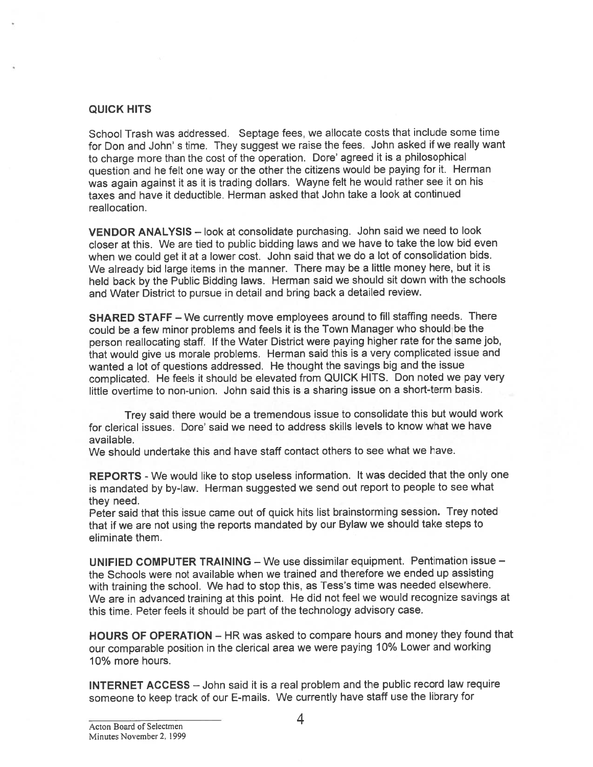**QUICK HITS**

School Trash was addressed. Septage fees, we allocate costs that include some time for Don and John' s time. They suggest we raise the fees. John asked if we really want to charge more than the cost of the operation. Dore' agreed it is a philosophical question and he felt one way or the other the citizens would be paying for it. Herman was again against it as it is trading dollars. Wayne felt he would rather see it on his taxes and have it deductible. Herman asked that John take a look at continued reallocation.

**VENDOR ANALYSIS** – look at consolidate purchasing. John said we need to look closer at this. We are tied to public bidding laws and we have to take the low bid even when we could get it at a lower cost. John said that we do a lot of consolidation bids. We already bid large items in the manner. There may be a little money here, but it is held back by the Public Bidding laws. Herman said we should sit down with the schools and Water District to pursue in detail and bring back a detailed review.

**SHARED STAFF** – We currently move employees around to fill staffing needs. There could be a few minor problems and feels it is the Town Manager who should be the person reallocating staff. If the Water District were paying higher rate for the same job, that would give us morale problems. Herman said this is a very complicated issue and wanted a lot of questions addressed. He thought the savings big and the issue complicated. He feels it should be elevated from QUICK HITS. Don noted we pay very little overtime to non-union. John said this is a sharing issue on a short-term basis.

Trey said there would be a tremendous issue to consolidate this but would work for clerical issues. Dore' said we need to address skills levels to know what we have available.

We should undertake this and have staff contact others to see what we have.

**REPORTS** - We would like to stop useless information. It was decided that the only one is mandated by by-law. Herman suggested we send out report to people to see what they need.

Peter said that this issue came out of quick hits list brainstorming session. Trey noted that if we are not using the reports mandated by our Bylaw we should take steps to eliminate them.

**UNIFIED COMPUTER TRAINING** – We use dissimilar equipment. Pentimation issue – the Schools were not available when we trained and therefore we ended up assisting with training the school. We had to stop this, as Tess's time was needed elsewhere. We are in advanced training at this point. He did not feel we would recognize savings at this time. Peter feels it should be part of the technology advisory case.

**HOURS OF OPERATION** – HR was asked to compare hours and money they found that our comparable position in the clerical area we were paying 10% Lower and working 10% more hours.

**INTERNET ACCESS** – John said it is a real problem and the public record law require someone to keep track of our E-mails. We currently have staff use the library for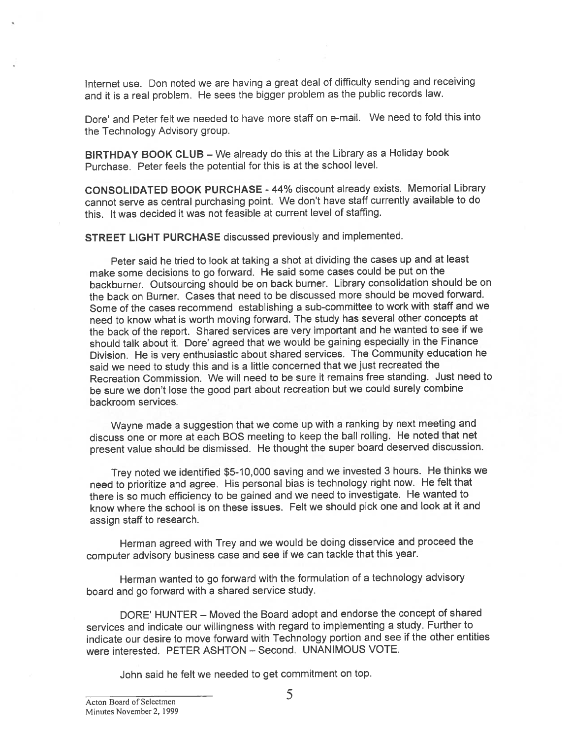Internet use. Don noted we are having a great deal of difficulty sending and receiving and it is a real problem. He sees the bigger problem as the public records law.

Dore' and Peter felt we needed to have more staff on e-mail. We need to fold this into the Technology Advisory group.

**BIRTHDAY BOOK CLUB** – We already do this at the Library as a Holiday book Purchase. Peter feels the potential for this is at the school level.

**CONSOLIDATED BOOK PURCHASE** - 44% discount already exists. Memorial Library cannot serve as central purchasing point. We don't have staff currently available to do this. It was decided it was not feasible at current level of staffing.

**STREET LIGHT PURCHASE** discussed previously and implemented.

Peter said he tried to look at taking a shot at dividing the cases up and at least make some decisions to go forward. He said some cases could be put on the backburner. Outsourcing should be on back burner. Library consolidation should be on the back on Burner. Cases that need to be discussed more should be moved forward. Some of the cases recommend establishing a sub-committee to work with staff and we need to know what is worth moving forward. The study has several other concepts at the back of the report. Shared services are very important and he wanted to see if we should talk about it. Dore' agreed that we would be gaining especially in the Finance Division. He is very enthusiastic about shared services. The Community education he said we need to study this and is a little concerned that we just recreated the Recreation Commission. We will need to be sure it remains free standing. Just need to be sure we don't lose the good part about recreation but we could surely combine backroom services.

Wayne made a suggestion that we come up with a ranking by next meeting and discuss one or more at each BOS meeting to keep the ball rolling. He noted that net present value should be dismissed. He thought the super board deserved discussion.

Trey noted we identified $5-10,000 saving and we invested 3 hours. He thinks we need to prioritize and agree. His personal bias is technology right now. He felt that there is so much efficiency to be gained and we need to investigate. He wanted to know where the school is on these issues. Felt we should pick one and look at it and assign staff to research.

Herman agreed with Trey and we would be doing disservice and proceed the computer advisory business case and see if we can tackle that this year.

Herman wanted to go forward with the formulation of a technology advisory board and go forward with a shared service study.

DORE' HUNTER – Moved the Board adopt and endorse the concept of shared services and indicate our willingness with regard to implementing a study. Further to indicate our desire to move forward with Technology portion and see if the other entities were interested. PETER ASHTON – Second. UNANIMOUS VOTE.

John said he felt we needed to get commitment on top.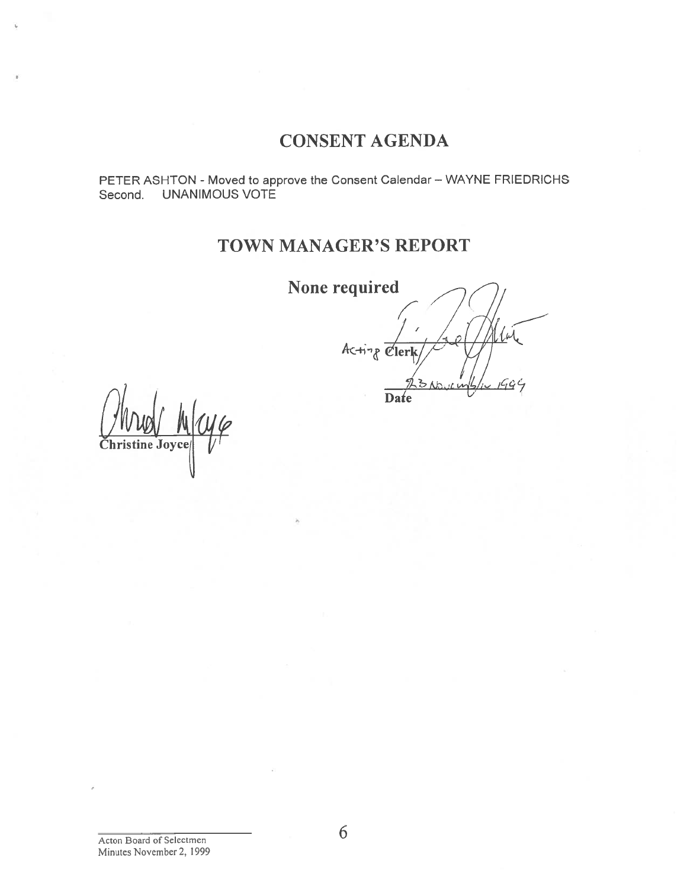## CONSENT AGENDA

PETER ASHTON - Moved to approve the Consent Calendar – WAYNE FRIEDRICHS Second. UNANIMOUS VOTE

## TOWN MANAGER'S REPORT

**None required**

Acting Clerk

23 November 1999

Date

Christine Joyce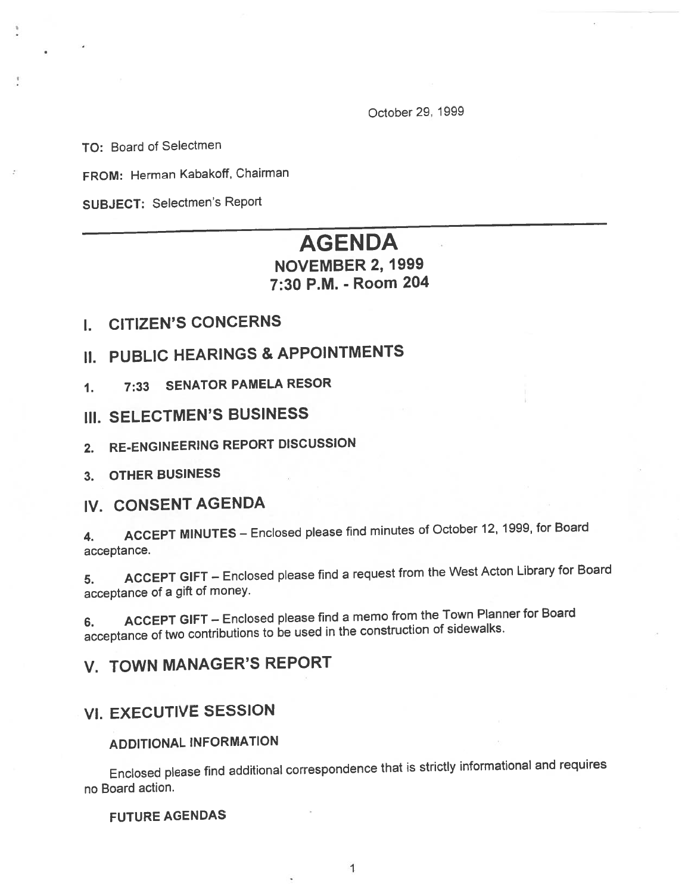October 29, 1999

**TO:** Board of Selectmen

**FROM:** Herman Kabakoff, Chairman

**SUBJECT:** Selectmen's Report

---

# AGENDA

## NOVEMBER 2, 1999
## 7:30 P.M. - Room 204

## I. CITIZEN'S CONCERNS

## II. PUBLIC HEARINGS & APPOINTMENTS

1. 7:33 SENATOR PAMELA RESOR

## III. SELECTMEN'S BUSINESS

2. RE-ENGINEERING REPORT DISCUSSION

3. OTHER BUSINESS

## IV. CONSENT AGENDA

4. **ACCEPT MINUTES** – Enclosed please find minutes of October 12, 1999, for Board acceptance.

5. **ACCEPT GIFT** – Enclosed please find a request from the West Acton Library for Board acceptance of a gift of money.

6. **ACCEPT GIFT** – Enclosed please find a memo from the Town Planner for Board acceptance of two contributions to be used in the construction of sidewalks.

## V. TOWN MANAGER'S REPORT

## VI. EXECUTIVE SESSION

### ADDITIONAL INFORMATION

Enclosed please find additional correspondence that is strictly informational and requires no Board action.

### FUTURE AGENDAS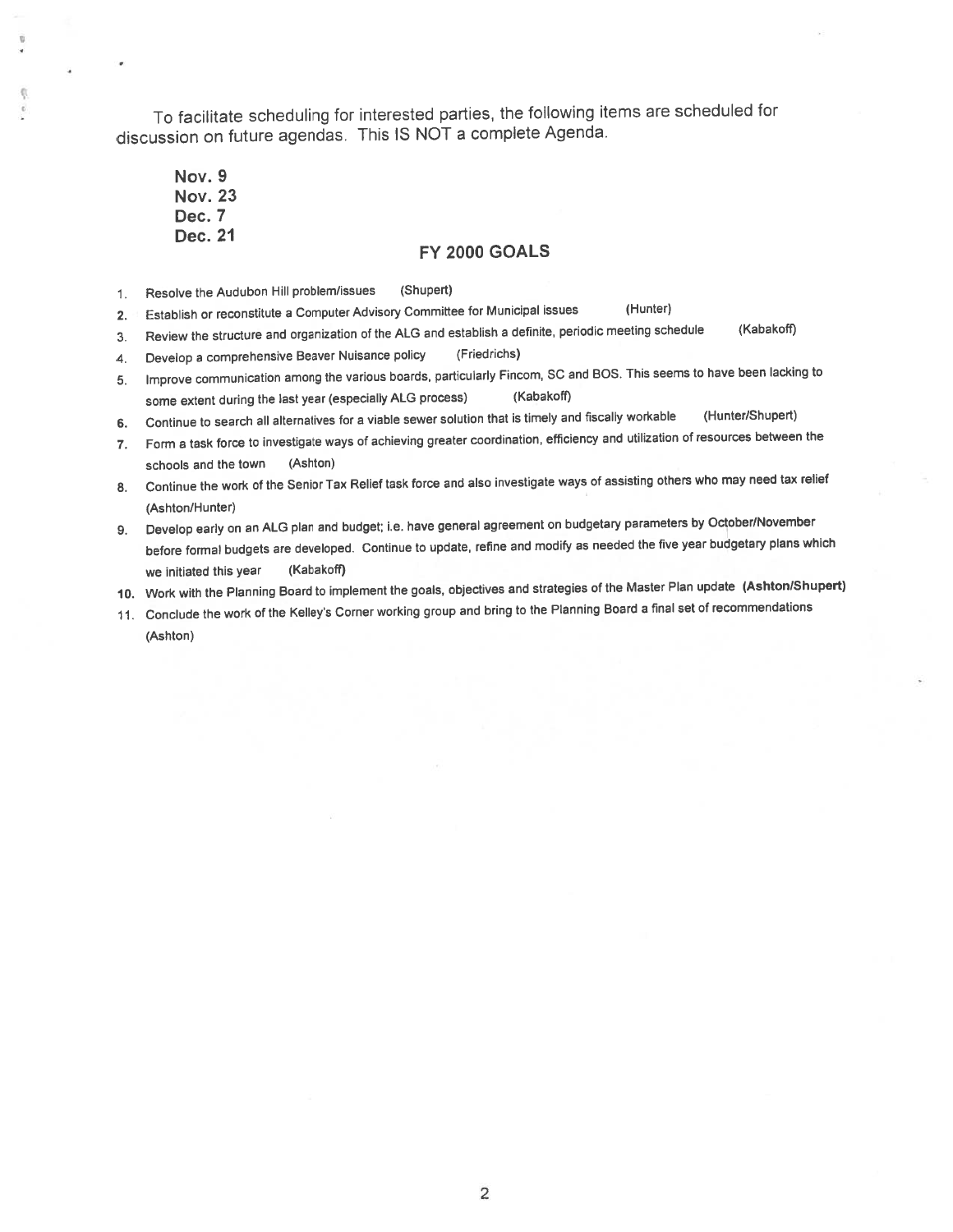To facilitate scheduling for interested parties, the following items are scheduled for discussion on future agendas. This IS NOT a complete Agenda.

**Nov. 9**
**Nov. 23**
**Dec. 7**
**Dec. 21**

## FY 2000 GOALS

1. Resolve the Audubon Hill problem/issues (Shupert)
2. Establish or reconstitute a Computer Advisory Committee for Municipal issues (Hunter)
3. Review the structure and organization of the ALG and establish a definite, periodic meeting schedule (Kabakoff)
4. Develop a comprehensive Beaver Nuisance policy (Friedrichs)
5. Improve communication among the various boards, particularly Fincom, SC and BOS. This seems to have been lacking to some extent during the last year (especially ALG process) (Kabakoff)
6. Continue to search all alternatives for a viable sewer solution that is timely and fiscally workable (Hunter/Shupert)
7. Form a task force to investigate ways of achieving greater coordination, efficiency and utilization of resources between the schools and the town (Ashton)
8. Continue the work of the Senior Tax Relief task force and also investigate ways of assisting others who may need tax relief (Ashton/Hunter)
9. Develop early on an ALG plan and budget; i.e. have general agreement on budgetary parameters by October/November before formal budgets are developed. Continue to update, refine and modify as needed the five year budgetary plans which we initiated this year (Kabakoff)
10. Work with the Planning Board to implement the goals, objectives and strategies of the Master Plan update **(Ashton/Shupert)**
11. Conclude the work of the Kelley's Corner working group and bring to the Planning Board a final set of recommendations (Ashton)